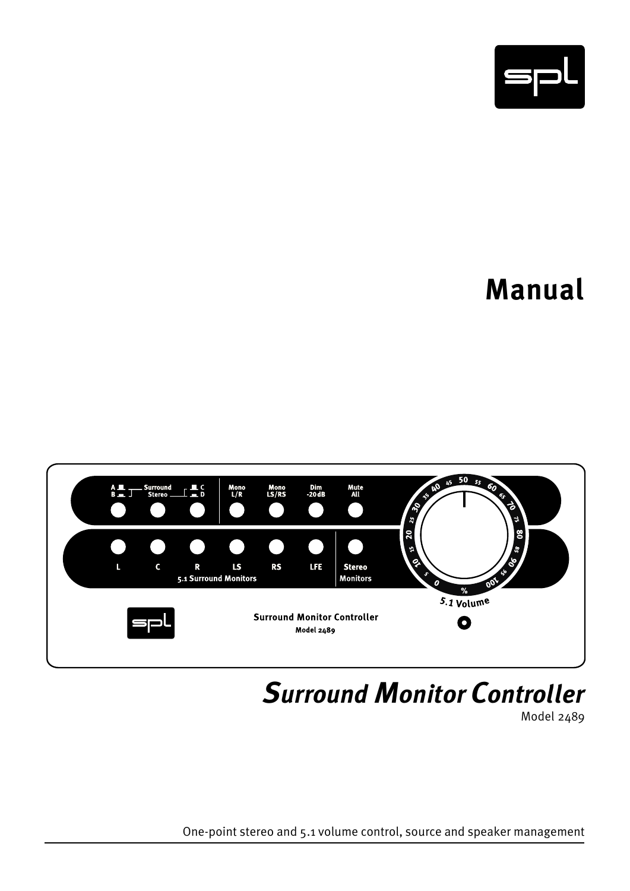# Manual

# *Surround Monitor Controller*

Model 2489

One-point stereo and 5.1 volume control, source and speaker management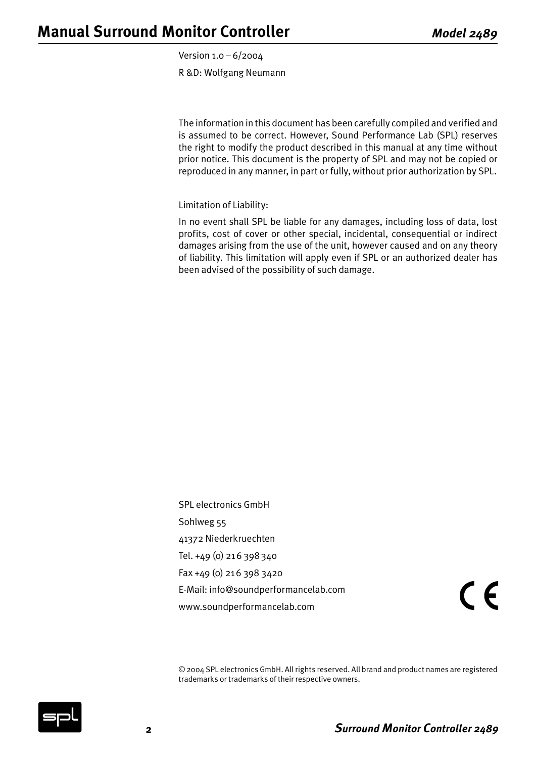Version 1.0 – 6/2004

R &D: Wolfgang Neumann

The information in this document has been carefully compiled and verified and is assumed to be correct. However, Sound Performance Lab (SPL) reserves the right to modify the product described in this manual at any time without prior notice. This document is the property of SPL and may not be copied or reproduced in any manner, in part or fully, without prior authorization by SPL.

Limitation of Liability:

In no event shall SPL be liable for any damages, including loss of data, lost profits, cost of cover or other special, incidental, consequential or indirect damages arising from the use of the unit, however caused and on any theory of liability. This limitation will apply even if SPL or an authorized dealer has been advised of the possibility of such damage.

SPL electronics GmbH

Sohlweg 55

41372 Niederkruechten

Tel. +49 (0) 216 398 340

Fax +49 (0) 216 398 3420

E-Mail: info@soundperformancelab.com

www.soundperformancelab.com

© 2004 SPL electronics GmbH. All rights reserved. All brand and product names are registered trademarks or trademarks of their respective owners.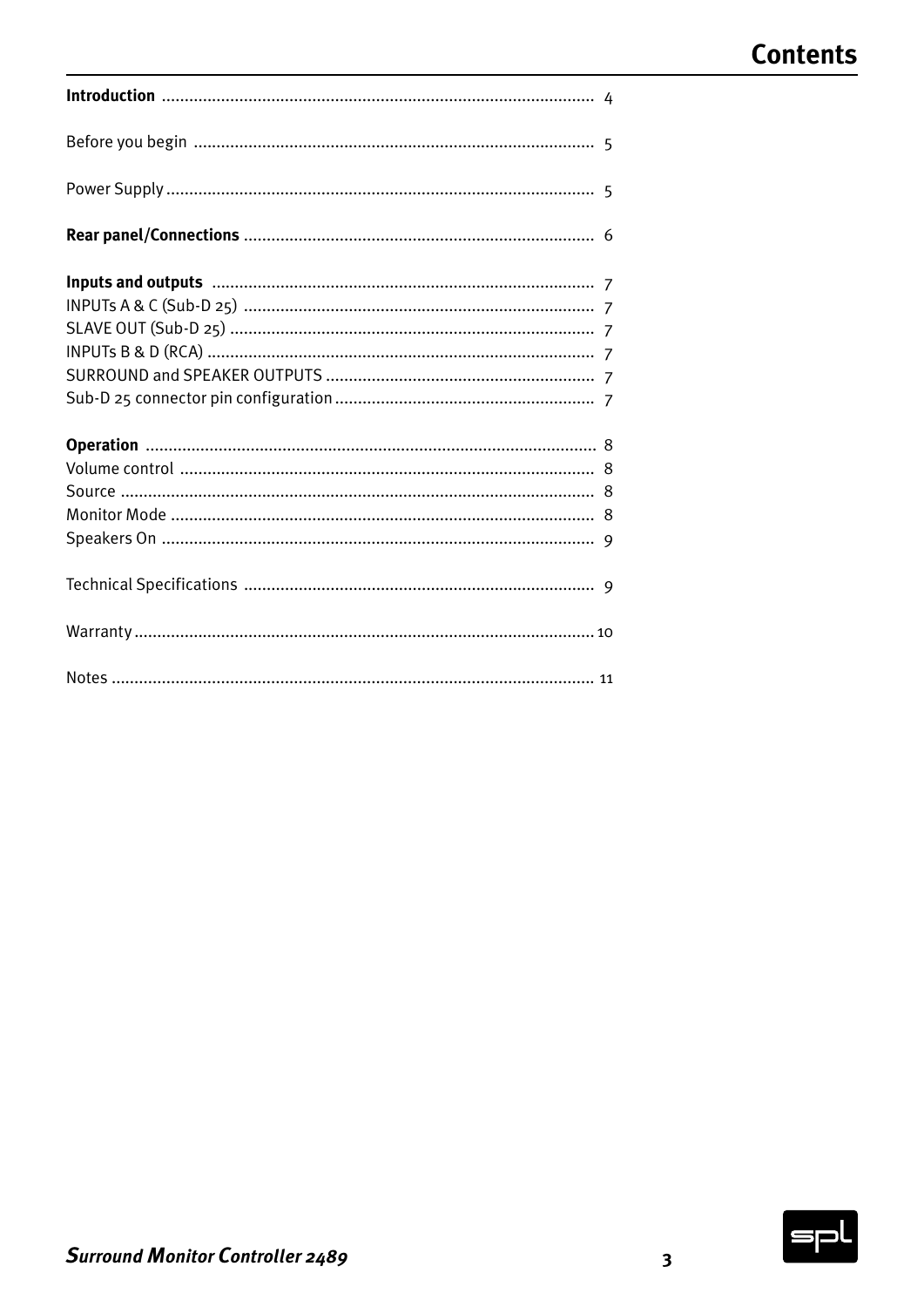# Contents

**Introduction** .............................................................................................. 4

Before you begin ....................................................................................... 5

Power Supply ............................................................................................. 5

**Rear panel/Connections** ............................................................................ 6

**Inputs and outputs** .................................................................................. 7
INPUTs A & C (Sub-D 25) ............................................................................ 7
SLAVE OUT (Sub-D 25) ............................................................................... 7
INPUTs B & D (RCA) .................................................................................... 7
SURROUND and SPEAKER OUTPUTS ........................................................... 7
Sub-D 25 connector pin configuration ......................................................... 7

**Operation** .................................................................................................. 8
Volume control .......................................................................................... 8
Source ....................................................................................................... 8
Monitor Mode ............................................................................................ 8
Speakers On .............................................................................................. 9

Technical Specifications ............................................................................ 9

Warranty .................................................................................................... 10

Notes ......................................................................................................... 11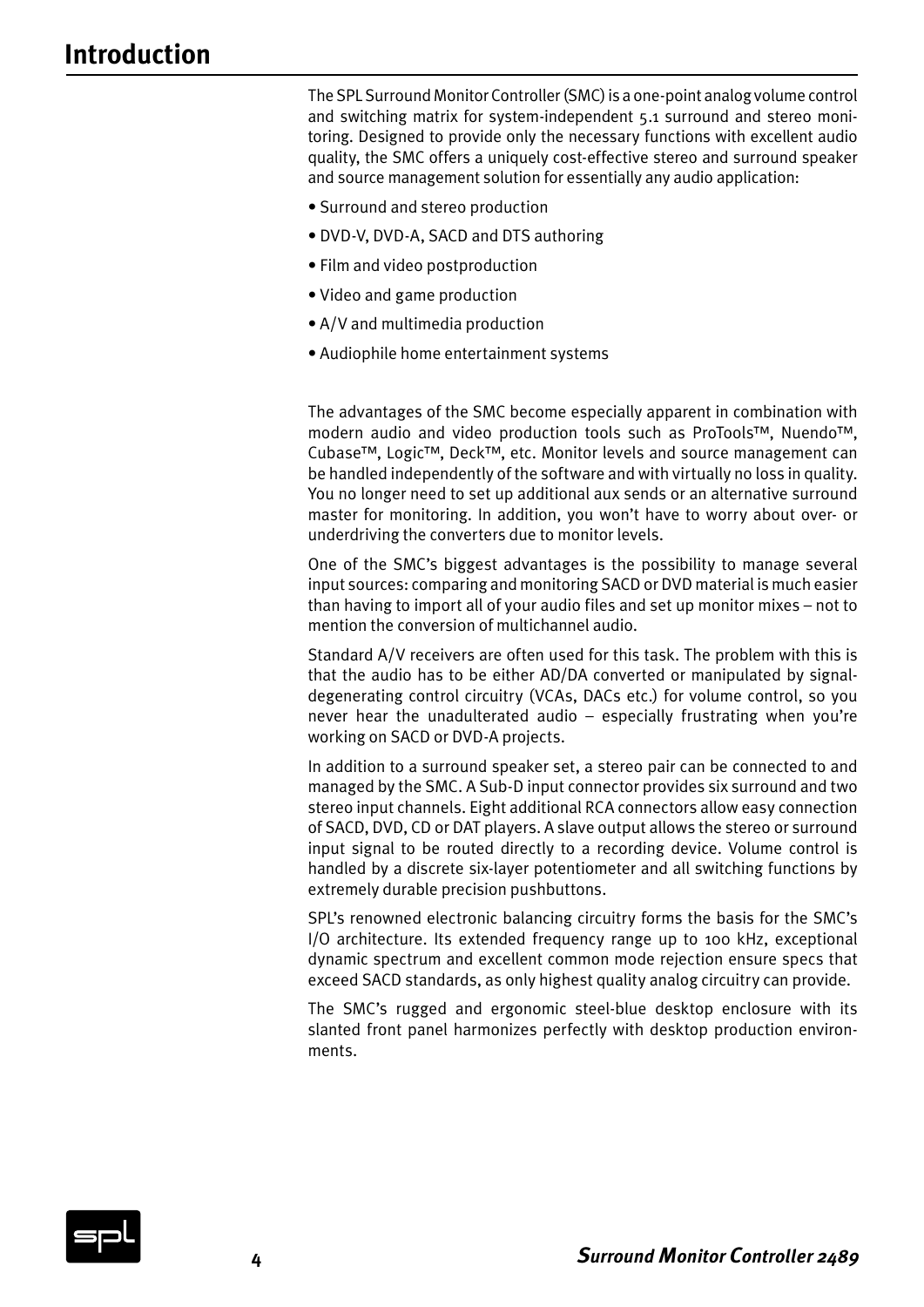# Introduction

The SPL Surround Monitor Controller (SMC) is a one-point analog volume control and switching matrix for system-independent 5.1 surround and stereo monitoring. Designed to provide only the necessary functions with excellent audio quality, the SMC offers a uniquely cost-effective stereo and surround speaker and source management solution for essentially any audio application:

- Surround and stereo production
- DVD-V, DVD-A, SACD and DTS authoring
- Film and video postproduction
- Video and game production
- A/V and multimedia production
- Audiophile home entertainment systems

The advantages of the SMC become especially apparent in combination with modern audio and video production tools such as ProTools™, Nuendo™, Cubase™, Logic™, Deck™, etc. Monitor levels and source management can be handled independently of the software and with virtually no loss in quality. You no longer need to set up additional aux sends or an alternative surround master for monitoring. In addition, you won't have to worry about over- or underdriving the converters due to monitor levels.

One of the SMC's biggest advantages is the possibility to manage several input sources: comparing and monitoring SACD or DVD material is much easier than having to import all of your audio files and set up monitor mixes – not to mention the conversion of multichannel audio.

Standard A/V receivers are often used for this task. The problem with this is that the audio has to be either AD/DA converted or manipulated by signal-degenerating control circuitry (VCAs, DACs etc.) for volume control, so you never hear the unadulterated audio – especially frustrating when you're working on SACD or DVD-A projects.

In addition to a surround speaker set, a stereo pair can be connected to and managed by the SMC. A Sub-D input connector provides six surround and two stereo input channels. Eight additional RCA connectors allow easy connection of SACD, DVD, CD or DAT players. A slave output allows the stereo or surround input signal to be routed directly to a recording device. Volume control is handled by a discrete six-layer potentiometer and all switching functions by extremely durable precision pushbuttons.

SPL's renowned electronic balancing circuitry forms the basis for the SMC's I/O architecture. Its extended frequency range up to 100 kHz, exceptional dynamic spectrum and excellent common mode rejection ensure specs that exceed SACD standards, as only highest quality analog circuitry can provide.

The SMC's rugged and ergonomic steel-blue desktop enclosure with its slanted front panel harmonizes perfectly with desktop production environments.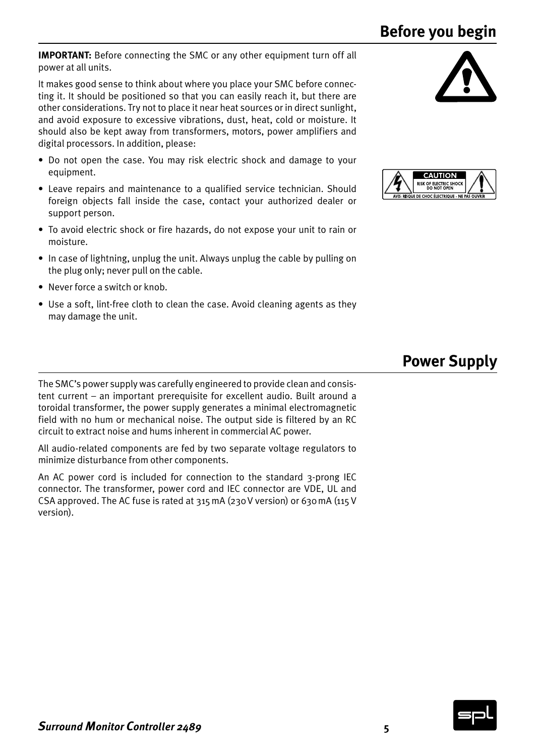## Before you begin

**IMPORTANT:** Before connecting the SMC or any other equipment turn off all power at all units.

It makes good sense to think about where you place your SMC before connecting it. It should be positioned so that you can easily reach it, but there are other considerations. Try not to place it near heat sources or in direct sunlight, and avoid exposure to excessive vibrations, dust, heat, cold or moisture. It should also be kept away from transformers, motors, power amplifiers and digital processors. In addition, please:

- Do not open the case. You may risk electric shock and damage to your equipment.
- Leave repairs and maintenance to a qualified service technician. Should foreign objects fall inside the case, contact your authorized dealer or support person.
- To avoid electric shock or fire hazards, do not expose your unit to rain or moisture.
- In case of lightning, unplug the unit. Always unplug the cable by pulling on the plug only; never pull on the cable.
- Never force a switch or knob.
- Use a soft, lint-free cloth to clean the case. Avoid cleaning agents as they may damage the unit.

## Power Supply

The SMC's power supply was carefully engineered to provide clean and consistent current – an important prerequisite for excellent audio. Built around a toroidal transformer, the power supply generates a minimal electromagnetic field with no hum or mechanical noise. The output side is filtered by an RC circuit to extract noise and hums inherent in commercial AC power.

All audio-related components are fed by two separate voltage regulators to minimize disturbance from other components.

An AC power cord is included for connection to the standard 3-prong IEC connector. The transformer, power cord and IEC connector are VDE, UL and CSA approved. The AC fuse is rated at 315 mA (230 V version) or 630 mA (115 V version).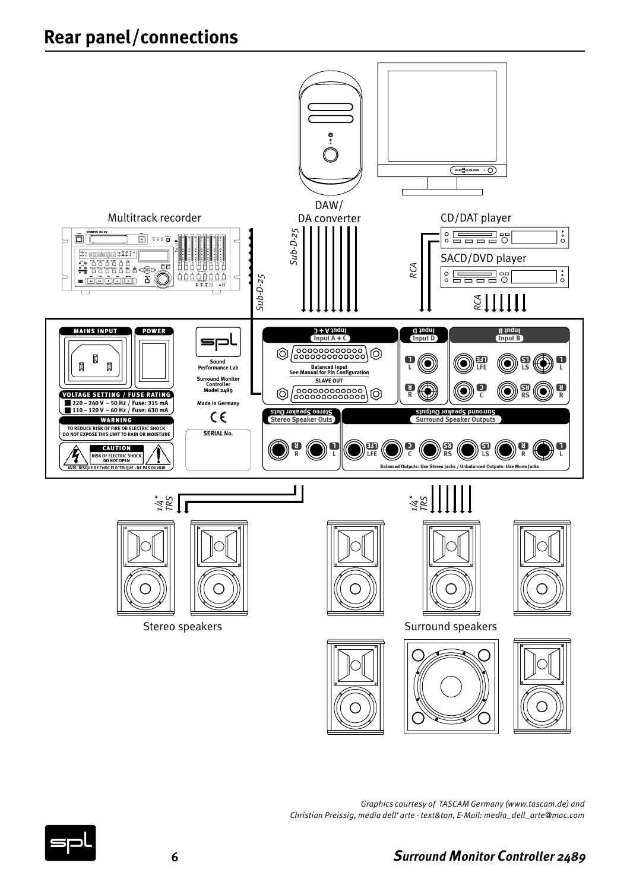# Rear panel/connections

Multitrack recorder

DAW/
DA converter

CD/DAT player

SACD/DVD player

Sub-D-25

Sub-D-25

RCA

RCA

MAINS INPUT

POWER

VOLTAGE SETTING / FUSE RATING

220 – 240 V ~ 50 Hz / Fuse: 315 mA

110 – 120 V ~ 60 Hz / Fuse: 630 mA

WARNING

TO REDUCE RISK OF FIRE OR ELECTRIC SHOCK DO NOT EXPOSE THIS UNIT TO RAIN OR MOISTURE

CAUTION

RISK OF ELECTRIC SHOCK DO NOT OPEN

AVIS: RISQUE DE CHOC ÉLECTRIQUE - NE PAS OUVRIR

Sound Performance Lab

Surround Monitor Controller Model 2489

Made in Germany

SERIAL No.

Input A + C

Balanced Input
See Manual for Pin Configuration

SLAVE OUT

Input D

L R

Input B

LFE LS L C RS R

Stereo Speaker Outs

R L

Surround Speaker Outputs

LFE C RS LS R L

Balanced Outputs: Use Stereo Jacks / Unbalanced Outputs: Use Mono Jacks

1/4" TRS

1/4" TRS

Stereo speakers

Surround speakers

*Graphics courtesy of TASCAM Germany (www.tascam.de) and Christian Preissig, media dell' arte - text&ton, E-Mail: media_dell_arte@mac.com*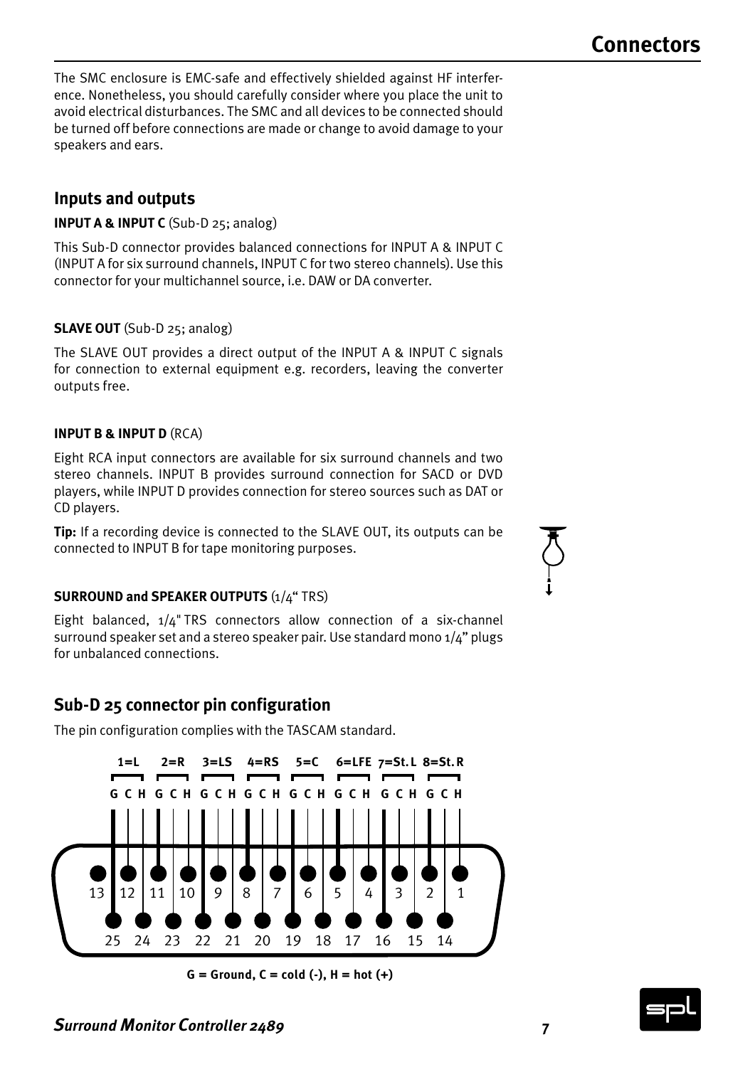# Connectors

The SMC enclosure is EMC-safe and effectively shielded against HF interference. Nonetheless, you should carefully consider where you place the unit to avoid electrical disturbances. The SMC and all devices to be connected should be turned off before connections are made or change to avoid damage to your speakers and ears.

## Inputs and outputs

**INPUT A & INPUT C** (Sub-D 25; analog)

This Sub-D connector provides balanced connections for INPUT A & INPUT C (INPUT A for six surround channels, INPUT C for two stereo channels). Use this connector for your multichannel source, i.e. DAW or DA converter.

**SLAVE OUT** (Sub-D 25; analog)

The SLAVE OUT provides a direct output of the INPUT A & INPUT C signals for connection to external equipment e.g. recorders, leaving the converter outputs free.

**INPUT B & INPUT D** (RCA)

Eight RCA input connectors are available for six surround channels and two stereo channels. INPUT B provides surround connection for SACD or DVD players, while INPUT D provides connection for stereo sources such as DAT or CD players.

**Tip:** If a recording device is connected to the SLAVE OUT, its outputs can be connected to INPUT B for tape monitoring purposes.

**SURROUND and SPEAKER OUTPUTS** (1/4" TRS)

Eight balanced, 1/4" TRS connectors allow connection of a six-channel surround speaker set and a stereo speaker pair. Use standard mono 1/4" plugs for unbalanced connections.

## Sub-D 25 connector pin configuration

The pin configuration complies with the TASCAM standard.

| Channel | G | C | H |
|---|---|---|---|
| 1=L | 25 | 12 | 24 |
| 2=R | 11 | 23 | 10 |
| 3=LS | 22 | 9 | 21 |
| 4=RS | 8 | 20 | 7 |
| 5=C | 19 | 6 | 18 |
| 6=LFE | 5 | 17 | 4 |
| 7=St. L | 16 | 3 | 15 |
| 8=St. R | 2 | 14 | 1 |

Pin 13: not connected.

**G = Ground, C = cold (-), H = hot (+)**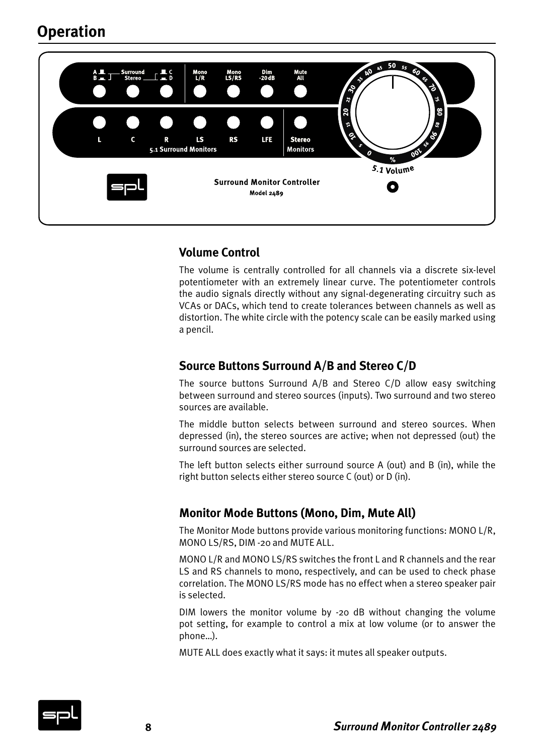# Operation

## Volume Control

The volume is centrally controlled for all channels via a discrete six-level potentiometer with an extremely linear curve. The potentiometer controls the audio signals directly without any signal-degenerating circuitry such as VCAs or DACs, which tend to create tolerances between channels as well as distortion. The white circle with the potency scale can be easily marked using a pencil.

## Source Buttons Surround A/B and Stereo C/D

The source buttons Surround A/B and Stereo C/D allow easy switching between surround and stereo sources (inputs). Two surround and two stereo sources are available.

The middle button selects between surround and stereo sources. When depressed (in), the stereo sources are active; when not depressed (out) the surround sources are selected.

The left button selects either surround source A (out) and B (in), while the right button selects either stereo source C (out) or D (in).

## Monitor Mode Buttons (Mono, Dim, Mute All)

The Monitor Mode buttons provide various monitoring functions: MONO L/R, MONO LS/RS, DIM -20 and MUTE ALL.

MONO L/R and MONO LS/RS switches the front L and R channels and the rear LS and RS channels to mono, respectively, and can be used to check phase correlation. The MONO LS/RS mode has no effect when a stereo speaker pair is selected.

DIM lowers the monitor volume by -20 dB without changing the volume pot setting, for example to control a mix at low volume (or to answer the phone...).

MUTE ALL does exactly what it says: it mutes all speaker outputs.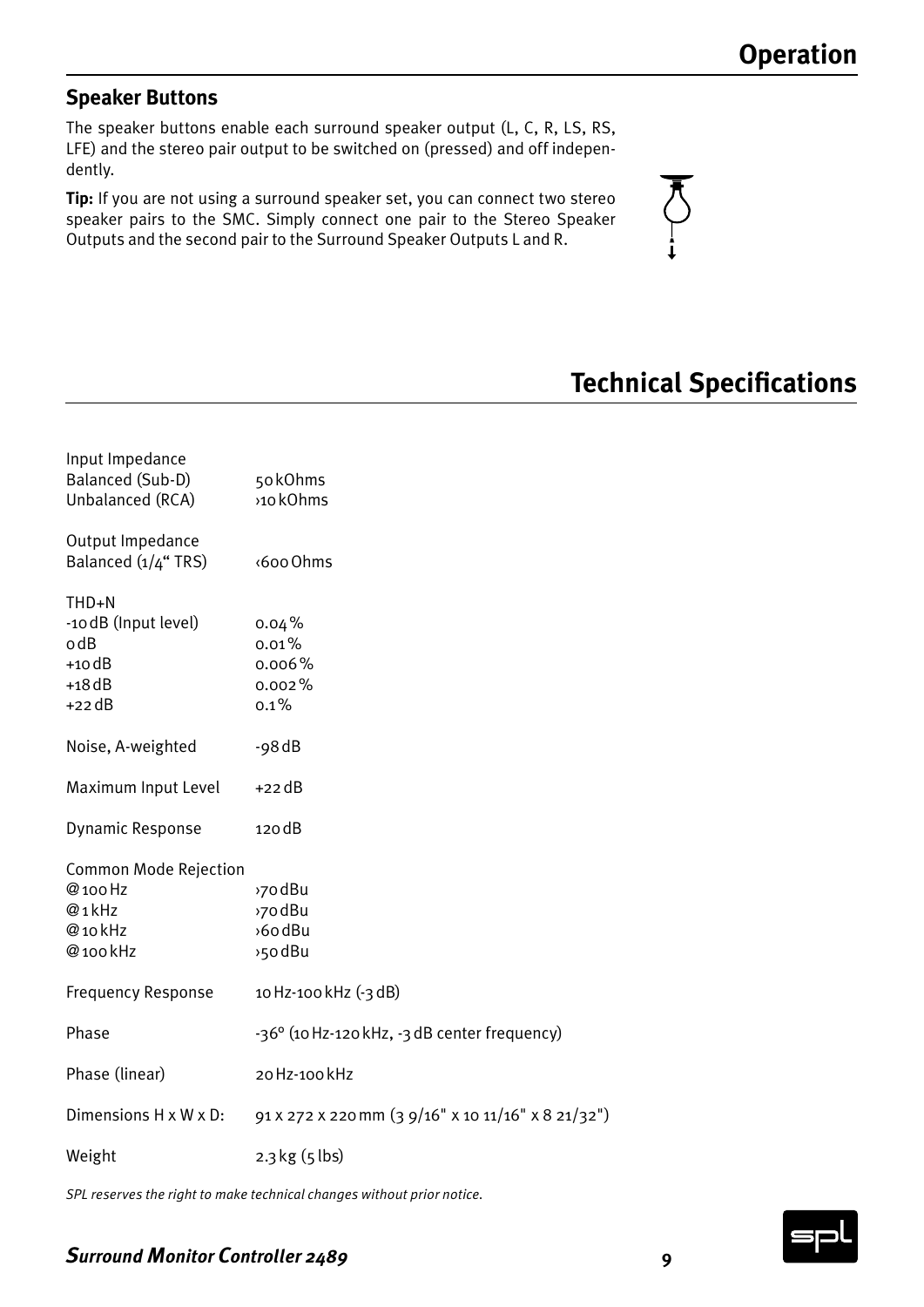# Operation

## Speaker Buttons

The speaker buttons enable each surround speaker output (L, C, R, LS, RS, LFE) and the stereo pair output to be switched on (pressed) and off independently.

**Tip:** If you are not using a surround speaker set, you can connect two stereo speaker pairs to the SMC. Simply connect one pair to the Stereo Speaker Outputs and the second pair to the Surround Speaker Outputs L and R.

# Technical Specifications

| | |
|---|---|
| Input Impedance | |
| Balanced (Sub-D) | 50 kOhms |
| Unbalanced (RCA) | ›10 kOhms |
| Output Impedance | |
| Balanced (1/4“ TRS) | ‹600 Ohms |
| THD+N | |
| -10 dB (Input level) | 0.04 % |
| 0 dB | 0.01 % |
| +10 dB | 0.006 % |
| +18 dB | 0.002 % |
| +22 dB | 0.1 % |
| Noise, A-weighted | -98 dB |
| Maximum Input Level | +22 dB |
| Dynamic Response | 120 dB |
| Common Mode Rejection | |
| @ 100 Hz | ›70 dBu |
| @ 1 kHz | ›70 dBu |
| @ 10 kHz | ›60 dBu |
| @ 100 kHz | ›50 dBu |
| Frequency Response | 10 Hz-100 kHz (-3 dB) |
| Phase | -36° (10 Hz-120 kHz, -3 dB center frequency) |
| Phase (linear) | 20 Hz-100 kHz |
| Dimensions H x W x D: | 91 x 272 x 220 mm (3 9/16" x 10 11/16" x 8 21/32") |
| Weight | 2.3 kg (5 lbs) |

*SPL reserves the right to make technical changes without prior notice.*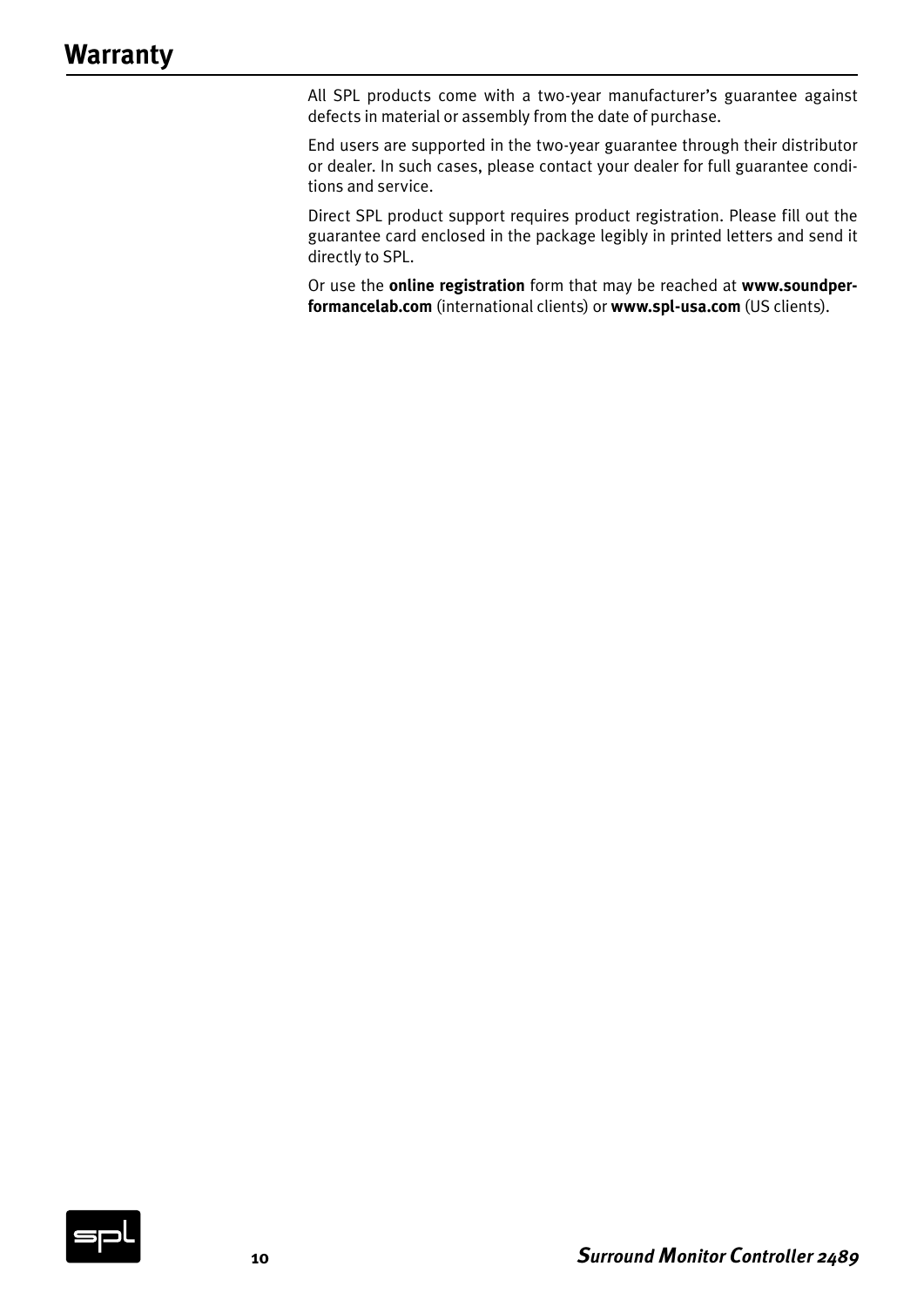# Warranty

All SPL products come with a two-year manufacturer's guarantee against defects in material or assembly from the date of purchase.

End users are supported in the two-year guarantee through their distributor or dealer. In such cases, please contact your dealer for full guarantee conditions and service.

Direct SPL product support requires product registration. Please fill out the guarantee card enclosed in the package legibly in printed letters and send it directly to SPL.

Or use the **online registration** form that may be reached at **www.soundperformancelab.com** (international clients) or **www.spl-usa.com** (US clients).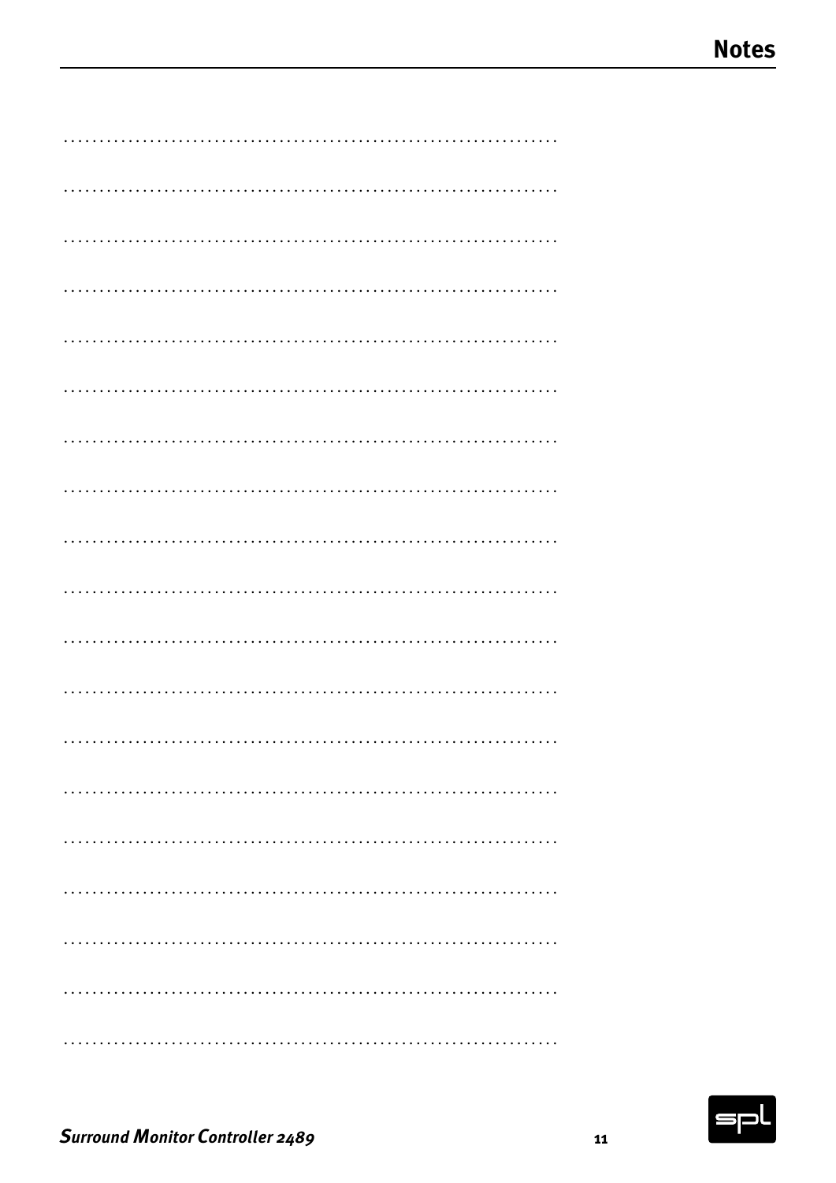# Notes

.....................................................................

.....................................................................

.....................................................................

.....................................................................

.....................................................................

.....................................................................

.....................................................................

.....................................................................

.....................................................................

.....................................................................

.....................................................................

.....................................................................

.....................................................................

.....................................................................

.....................................................................

.....................................................................

.....................................................................

.....................................................................

.....................................................................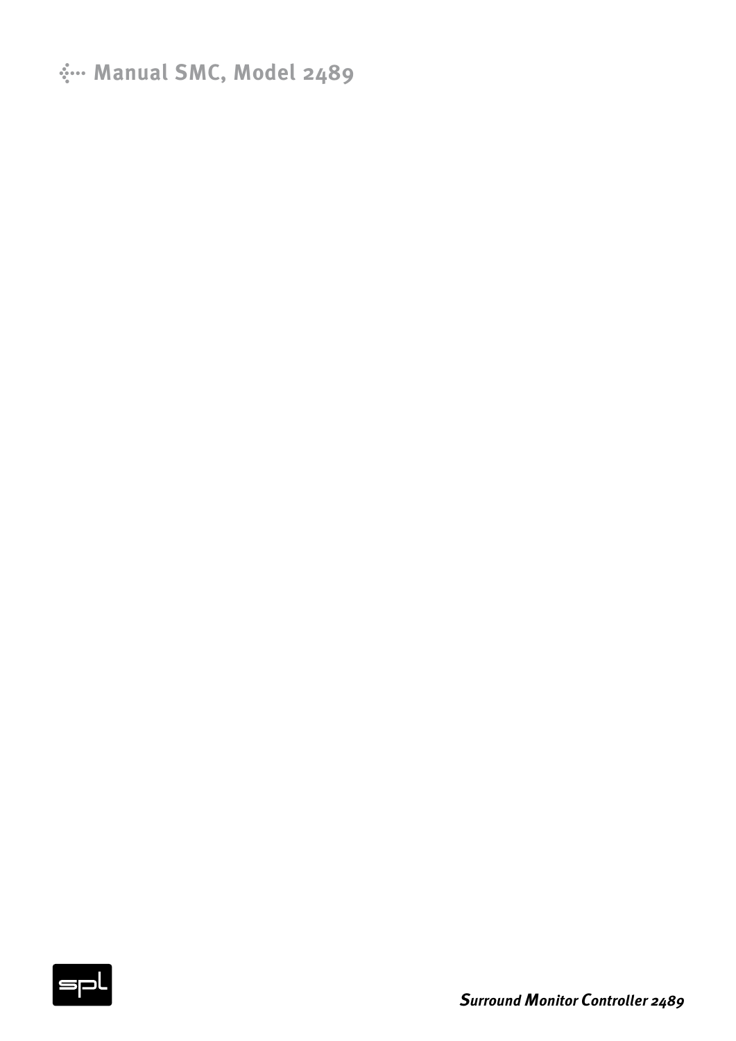Manual SMC, Model 2489

spl

*Surround Monitor Controller 2489*